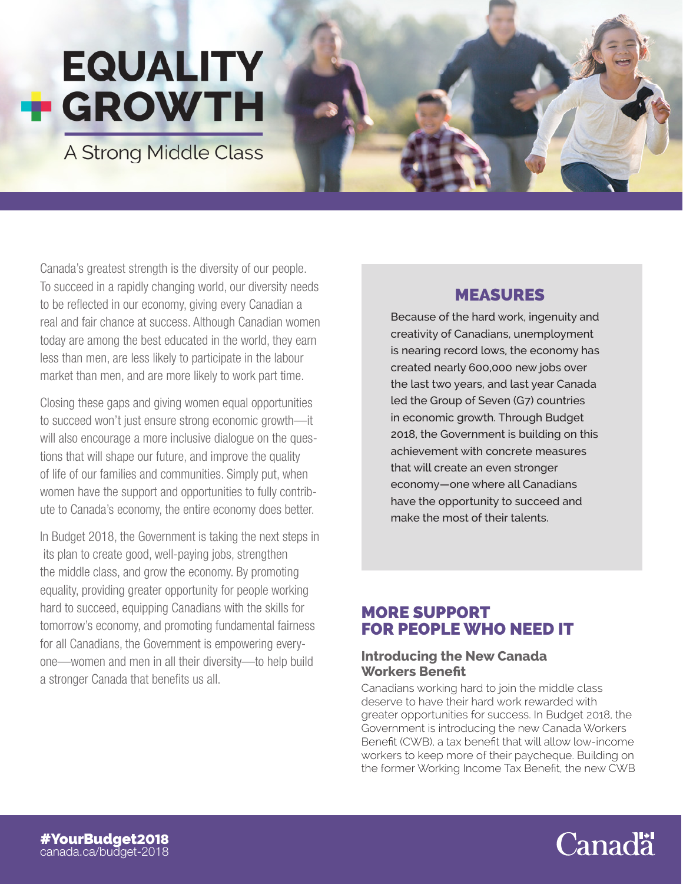# EQUALITY + GROWTH

## A Strong Middle Class

Canada's greatest strength is the diversity of our people. To succeed in a rapidly changing world, our diversity needs to be reflected in our economy, giving every Canadian a real and fair chance at success. Although Canadian women today are among the best educated in the world, they earn less than men, are less likely to participate in the labour market than men, and are more likely to work part time.

Closing these gaps and giving women equal opportunities to succeed won't just ensure strong economic growth—it will also encourage a more inclusive dialogue on the questions that will shape our future, and improve the quality of life of our families and communities. Simply put, when women have the support and opportunities to fully contribute to Canada's economy, the entire economy does better.

In Budget 2018, the Government is taking the next steps in its plan to create good, well-paying jobs, strengthen the middle class, and grow the economy. By promoting equality, providing greater opportunity for people working hard to succeed, equipping Canadians with the skills for tomorrow's economy, and promoting fundamental fairness for all Canadians, the Government is empowering everyone—women and men in all their diversity—to help build a stronger Canada that benefits us all.

## MEASURES

Because of the hard work, ingenuity and creativity of Canadians, unemployment is nearing record lows, the economy has created nearly 600,000 new jobs over the last two years, and last year Canada led the Group of Seven (G7) countries in economic growth. Through Budget 2018, the Government is building on this achievement with concrete measures that will create an even stronger economy—one where all Canadians have the opportunity to succeed and make the most of their talents.

## MORE SUPPORT FOR PEOPLE WHO NEED IT

### Introducing the New Canada Workers Benefit

Canadians working hard to join the middle class deserve to have their hard work rewarded with greater opportunities for success. In Budget 2018, the Government is introducing the new Canada Workers Benefit (CWB), a tax benefit that will allow low-income workers to keep more of their paycheque. Building on the former Working Income Tax Benefit, the new CWB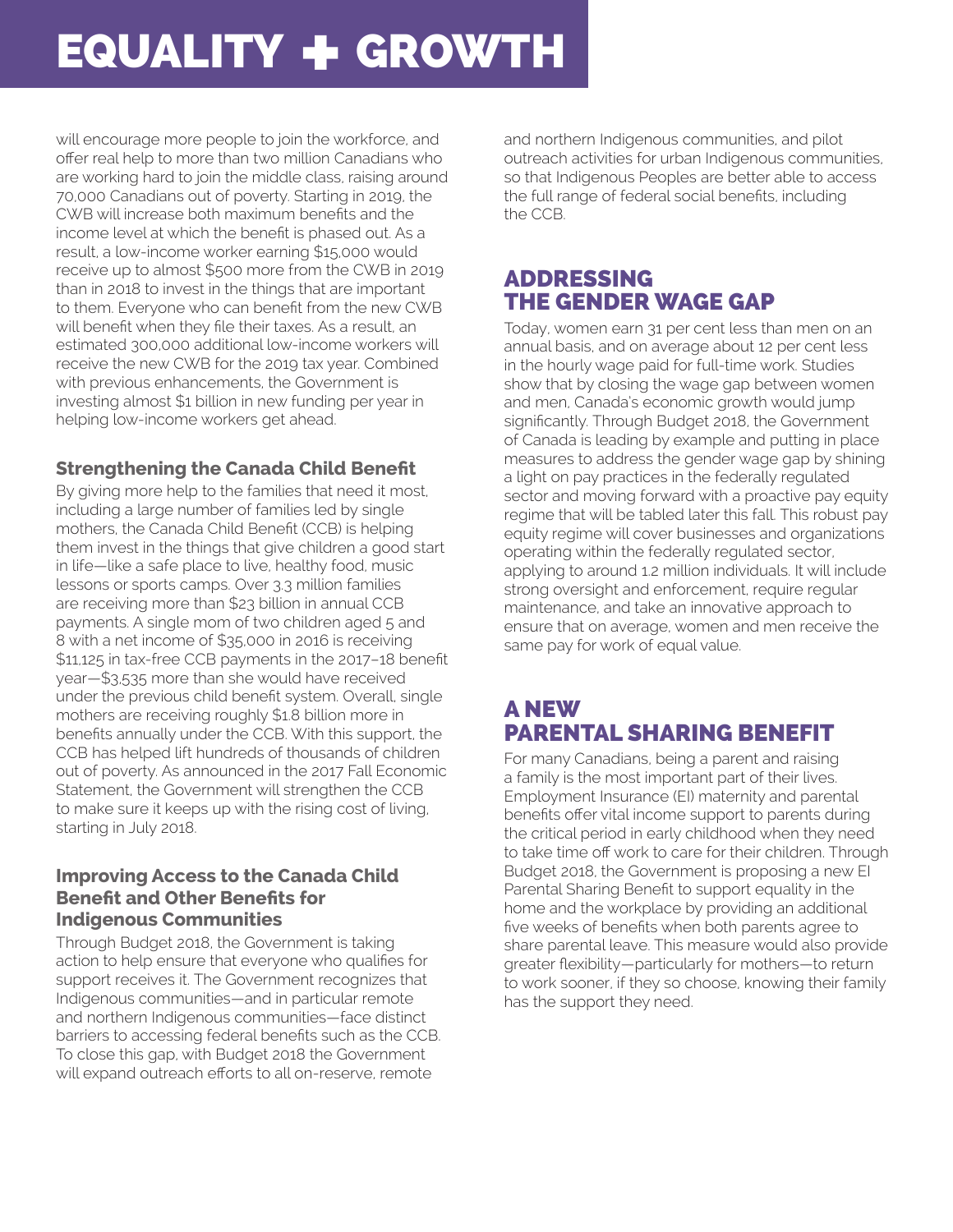# EQUALITY + GROWTH

will encourage more people to join the workforce, and offer real help to more than two million Canadians who are working hard to join the middle class, raising around 70,000 Canadians out of poverty. Starting in 2019, the CWB will increase both maximum benefits and the income level at which the benefit is phased out. As a result, a low-income worker earning $15,000 would receive up to almost $500 more from the CWB in 2019 than in 2018 to invest in the things that are important to them. Everyone who can benefit from the new CWB will benefit when they file their taxes. As a result, an estimated 300,000 additional low-income workers will receive the new CWB for the 2019 tax year. Combined with previous enhancements, the Government is investing almost $1 billion in new funding per year in helping low-income workers get ahead.

### Strengthening the Canada Child Benefit

By giving more help to the families that need it most, including a large number of families led by single mothers, the Canada Child Benefit (CCB) is helping them invest in the things that give children a good start in life—like a safe place to live, healthy food, music lessons or sports camps. Over 3.3 million families are receiving more than $23 billion in annual CCB payments. A single mom of two children aged 5 and 8 with a net income of $35,000 in 2016 is receiving $11,125 in tax-free CCB payments in the 2017–18 benefit year—$3,535 more than she would have received under the previous child benefit system. Overall, single mothers are receiving roughly $1.8 billion more in benefits annually under the CCB. With this support, the CCB has helped lift hundreds of thousands of children out of poverty. As announced in the 2017 Fall Economic Statement, the Government will strengthen the CCB to make sure it keeps up with the rising cost of living, starting in July 2018.

### Improving Access to the Canada Child Benefit and Other Benefits for Indigenous Communities

Through Budget 2018, the Government is taking action to help ensure that everyone who qualifies for support receives it. The Government recognizes that Indigenous communities—and in particular remote and northern Indigenous communities—face distinct barriers to accessing federal benefits such as the CCB. To close this gap, with Budget 2018 the Government will expand outreach efforts to all on-reserve, remote and northern Indigenous communities, and pilot outreach activities for urban Indigenous communities, so that Indigenous Peoples are better able to access the full range of federal social benefits, including the CCB.

## ADDRESSING THE GENDER WAGE GAP

Today, women earn 31 per cent less than men on an annual basis, and on average about 12 per cent less in the hourly wage paid for full-time work. Studies show that by closing the wage gap between women and men, Canada's economic growth would jump significantly. Through Budget 2018, the Government of Canada is leading by example and putting in place measures to address the gender wage gap by shining a light on pay practices in the federally regulated sector and moving forward with a proactive pay equity regime that will be tabled later this fall. This robust pay equity regime will cover businesses and organizations operating within the federally regulated sector, applying to around 1.2 million individuals. It will include strong oversight and enforcement, require regular maintenance, and take an innovative approach to ensure that on average, women and men receive the same pay for work of equal value.

## A NEW PARENTAL SHARING BENEFIT

For many Canadians, being a parent and raising a family is the most important part of their lives. Employment Insurance (EI) maternity and parental benefits offer vital income support to parents during the critical period in early childhood when they need to take time off work to care for their children. Through Budget 2018, the Government is proposing a new EI Parental Sharing Benefit to support equality in the home and the workplace by providing an additional five weeks of benefits when both parents agree to share parental leave. This measure would also provide greater flexibility—particularly for mothers—to return to work sooner, if they so choose, knowing their family has the support they need.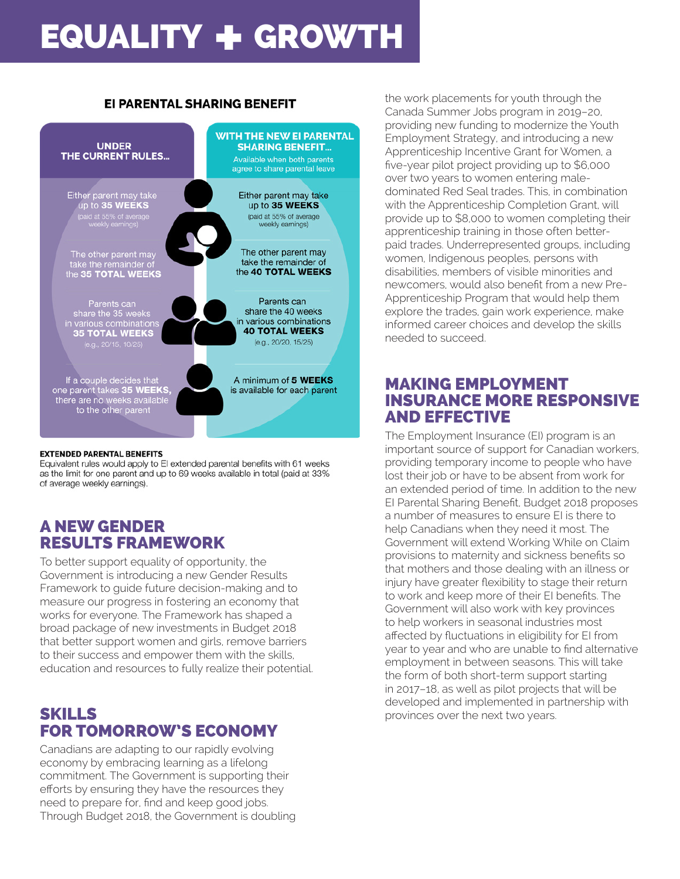# EQUALITY + GROWTH

## EI PARENTAL SHARING BENEFIT

| UNDER THE CURRENT RULES... | WITH THE NEW EI PARENTAL SHARING BENEFIT... Available when both parents agree to share parental leave |
|---|---|
| Either parent may take up to **35 WEEKS** (paid at 55% of average weekly earnings) | Either parent may take up to **35 WEEKS** (paid at 55% of average weekly earnings) |
| The other parent may take the remainder of the **35 TOTAL WEEKS** | The other parent may take the remainder of the **40 TOTAL WEEKS** |
| Parents can share the 35 weeks in various combinations **35 TOTAL WEEKS** (e.g., 20/15, 10/25) | Parents can share the 40 weeks in various combinations **40 TOTAL WEEKS** (e.g., 20/20, 15/25) |
| If a couple decides that one parent takes **35 WEEKS,** there are no weeks available to the other parent | A minimum of **5 WEEKS** is available for each parent |

**EXTENDED PARENTAL BENEFITS**

Equivalent rules would apply to EI extended parental benefits with 61 weeks as the limit for one parent and up to 69 weeks available in total (paid at 33% of average weekly earnings).

## A NEW GENDER RESULTS FRAMEWORK

To better support equality of opportunity, the Government is introducing a new Gender Results Framework to guide future decision-making and to measure our progress in fostering an economy that works for everyone. The Framework has shaped a broad package of new investments in Budget 2018 that better support women and girls, remove barriers to their success and empower them with the skills, education and resources to fully realize their potential.

## SKILLS FOR TOMORROW'S ECONOMY

Canadians are adapting to our rapidly evolving economy by embracing learning as a lifelong commitment. The Government is supporting their efforts by ensuring they have the resources they need to prepare for, find and keep good jobs. Through Budget 2018, the Government is doubling the work placements for youth through the Canada Summer Jobs program in 2019–20, providing new funding to modernize the Youth Employment Strategy, and introducing a new Apprenticeship Incentive Grant for Women, a five-year pilot project providing up to $6,000 over two years to women entering male-dominated Red Seal trades. This, in combination with the Apprenticeship Completion Grant, will provide up to $8,000 to women completing their apprenticeship training in those often better-paid trades. Underrepresented groups, including women, Indigenous peoples, persons with disabilities, members of visible minorities and newcomers, would also benefit from a new Pre-Apprenticeship Program that would help them explore the trades, gain work experience, make informed career choices and develop the skills needed to succeed.

## MAKING EMPLOYMENT INSURANCE MORE RESPONSIVE AND EFFECTIVE

The Employment Insurance (EI) program is an important source of support for Canadian workers, providing temporary income to people who have lost their job or have to be absent from work for an extended period of time. In addition to the new EI Parental Sharing Benefit, Budget 2018 proposes a number of measures to ensure EI is there to help Canadians when they need it most. The Government will extend Working While on Claim provisions to maternity and sickness benefits so that mothers and those dealing with an illness or injury have greater flexibility to stage their return to work and keep more of their EI benefits. The Government will also work with key provinces to help workers in seasonal industries most affected by fluctuations in eligibility for EI from year to year and who are unable to find alternative employment in between seasons. This will take the form of both short-term support starting in 2017–18, as well as pilot projects that will be developed and implemented in partnership with provinces over the next two years.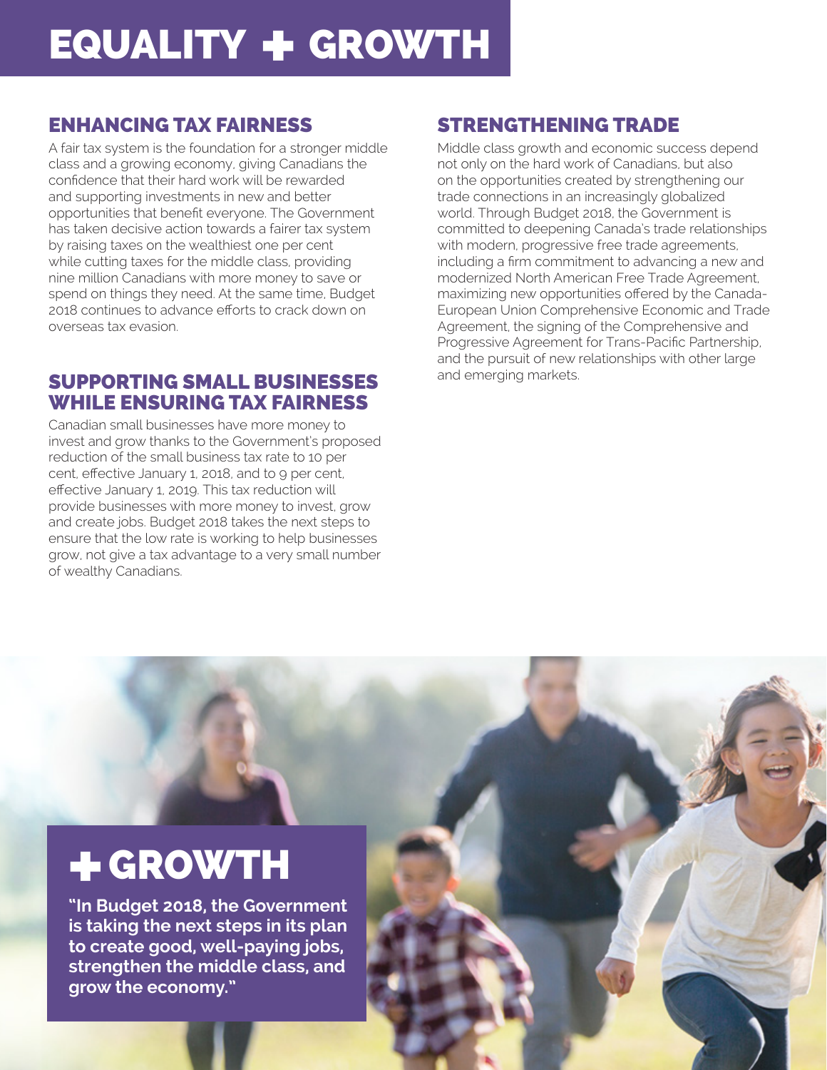# EQUALITY + GROWTH

## ENHANCING TAX FAIRNESS

A fair tax system is the foundation for a stronger middle class and a growing economy, giving Canadians the confidence that their hard work will be rewarded and supporting investments in new and better opportunities that benefit everyone. The Government has taken decisive action towards a fairer tax system by raising taxes on the wealthiest one per cent while cutting taxes for the middle class, providing nine million Canadians with more money to save or spend on things they need. At the same time, Budget 2018 continues to advance efforts to crack down on overseas tax evasion.

## SUPPORTING SMALL BUSINESSES WHILE ENSURING TAX FAIRNESS

Canadian small businesses have more money to invest and grow thanks to the Government's proposed reduction of the small business tax rate to 10 per cent, effective January 1, 2018, and to 9 per cent, effective January 1, 2019. This tax reduction will provide businesses with more money to invest, grow and create jobs. Budget 2018 takes the next steps to ensure that the low rate is working to help businesses grow, not give a tax advantage to a very small number of wealthy Canadians.

## STRENGTHENING TRADE

Middle class growth and economic success depend not only on the hard work of Canadians, but also on the opportunities created by strengthening our trade connections in an increasingly globalized world. Through Budget 2018, the Government is committed to deepening Canada's trade relationships with modern, progressive free trade agreements, including a firm commitment to advancing a new and modernized North American Free Trade Agreement, maximizing new opportunities offered by the Canada-European Union Comprehensive Economic and Trade Agreement, the signing of the Comprehensive and Progressive Agreement for Trans-Pacific Partnership, and the pursuit of new relationships with other large and emerging markets.

## + GROWTH

**"In Budget 2018, the Government is taking the next steps in its plan to create good, well-paying jobs, strengthen the middle class, and grow the economy."**